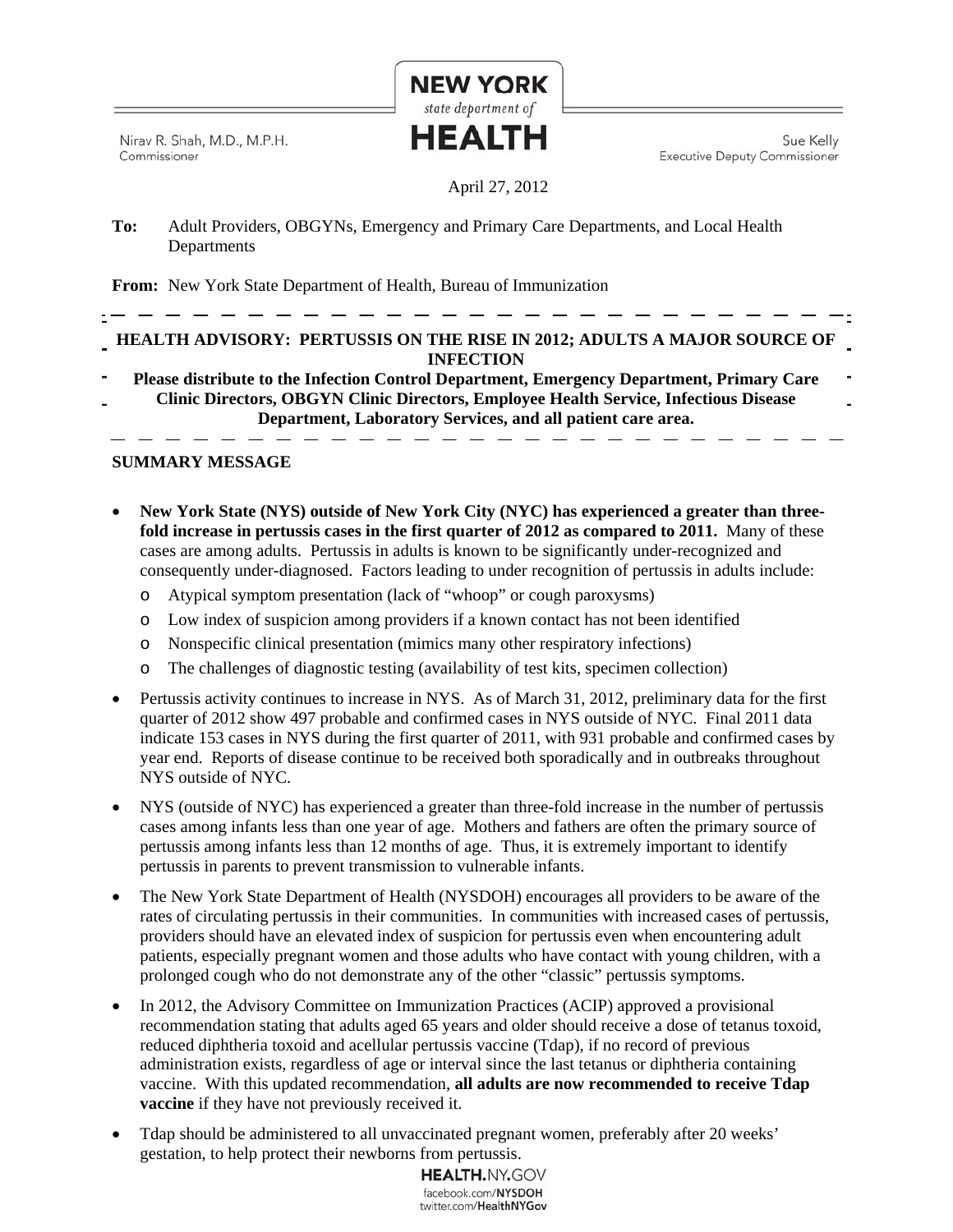NEW YORK
state department of
HEALTH

Nirav R. Shah, M.D., M.P.H.
Commissioner

Sue Kelly
Executive Deputy Commissioner

April 27, 2012

**To:** Adult Providers, OBGYNs, Emergency and Primary Care Departments, and Local Health Departments

**From:** New York State Department of Health, Bureau of Immunization

---

**HEALTH ADVISORY: PERTUSSIS ON THE RISE IN 2012; ADULTS A MAJOR SOURCE OF INFECTION**

**Please distribute to the Infection Control Department, Emergency Department, Primary Care Clinic Directors, OBGYN Clinic Directors, Employee Health Service, Infectious Disease Department, Laboratory Services, and all patient care area.**

---

## SUMMARY MESSAGE

- **New York State (NYS) outside of New York City (NYC) has experienced a greater than three-fold increase in pertussis cases in the first quarter of 2012 as compared to 2011.** Many of these cases are among adults. Pertussis in adults is known to be significantly under-recognized and consequently under-diagnosed. Factors leading to under recognition of pertussis in adults include:
  - Atypical symptom presentation (lack of "whoop" or cough paroxysms)
  - Low index of suspicion among providers if a known contact has not been identified
  - Nonspecific clinical presentation (mimics many other respiratory infections)
  - The challenges of diagnostic testing (availability of test kits, specimen collection)
- Pertussis activity continues to increase in NYS. As of March 31, 2012, preliminary data for the first quarter of 2012 show 497 probable and confirmed cases in NYS outside of NYC. Final 2011 data indicate 153 cases in NYS during the first quarter of 2011, with 931 probable and confirmed cases by year end. Reports of disease continue to be received both sporadically and in outbreaks throughout NYS outside of NYC.
- NYS (outside of NYC) has experienced a greater than three-fold increase in the number of pertussis cases among infants less than one year of age. Mothers and fathers are often the primary source of pertussis among infants less than 12 months of age. Thus, it is extremely important to identify pertussis in parents to prevent transmission to vulnerable infants.
- The New York State Department of Health (NYSDOH) encourages all providers to be aware of the rates of circulating pertussis in their communities. In communities with increased cases of pertussis, providers should have an elevated index of suspicion for pertussis even when encountering adult patients, especially pregnant women and those adults who have contact with young children, with a prolonged cough who do not demonstrate any of the other "classic" pertussis symptoms.
- In 2012, the Advisory Committee on Immunization Practices (ACIP) approved a provisional recommendation stating that adults aged 65 years and older should receive a dose of tetanus toxoid, reduced diphtheria toxoid and acellular pertussis vaccine (Tdap), if no record of previous administration exists, regardless of age or interval since the last tetanus or diphtheria containing vaccine. With this updated recommendation, **all adults are now recommended to receive Tdap vaccine** if they have not previously received it.
- Tdap should be administered to all unvaccinated pregnant women, preferably after 20 weeks' gestation, to help protect their newborns from pertussis.

HEALTH.NY.GOV
facebook.com/NYSDOH
twitter.com/HealthNYGov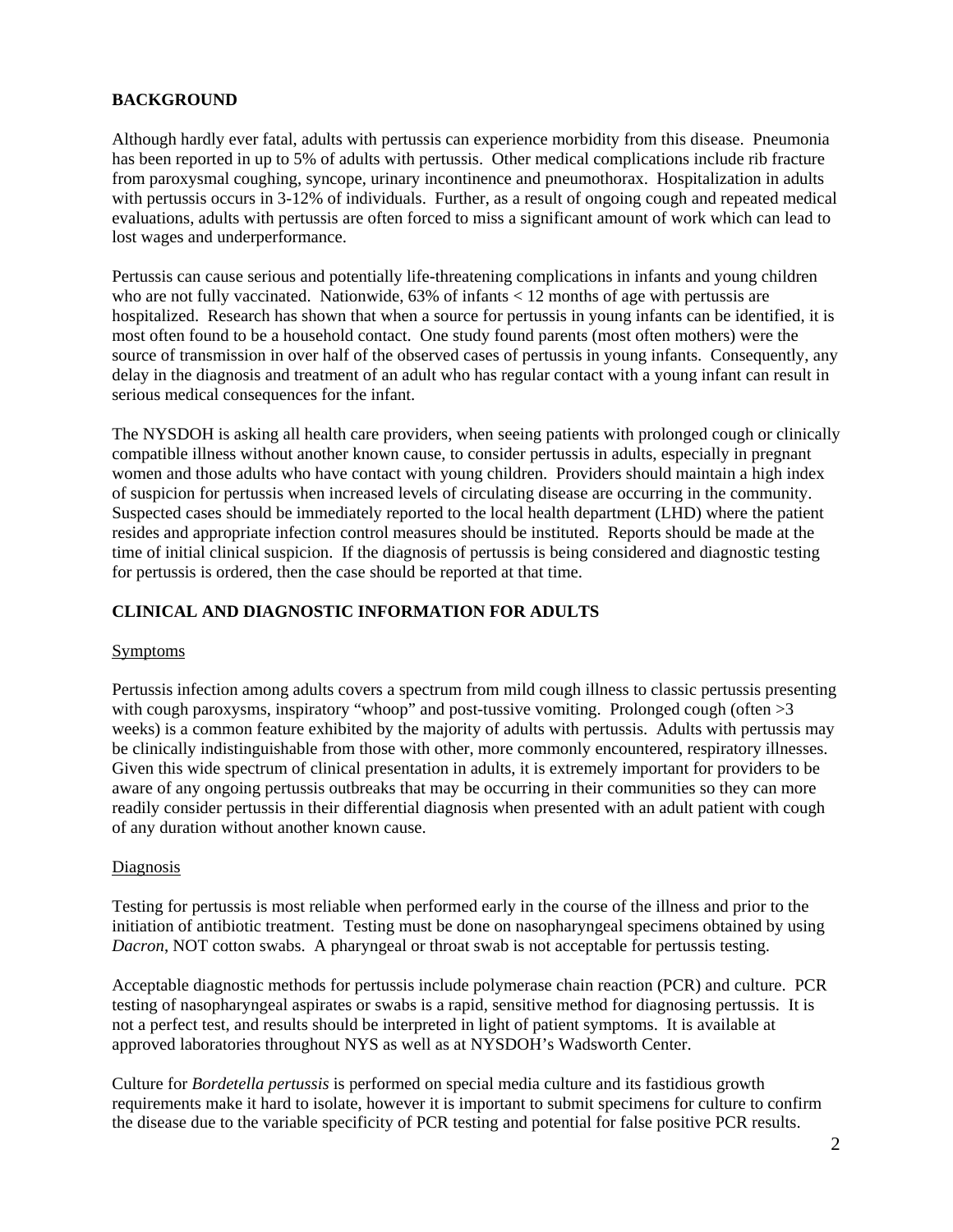## BACKGROUND

Although hardly ever fatal, adults with pertussis can experience morbidity from this disease. Pneumonia has been reported in up to 5% of adults with pertussis. Other medical complications include rib fracture from paroxysmal coughing, syncope, urinary incontinence and pneumothorax. Hospitalization in adults with pertussis occurs in 3-12% of individuals. Further, as a result of ongoing cough and repeated medical evaluations, adults with pertussis are often forced to miss a significant amount of work which can lead to lost wages and underperformance.

Pertussis can cause serious and potentially life-threatening complications in infants and young children who are not fully vaccinated. Nationwide, 63% of infants < 12 months of age with pertussis are hospitalized. Research has shown that when a source for pertussis in young infants can be identified, it is most often found to be a household contact. One study found parents (most often mothers) were the source of transmission in over half of the observed cases of pertussis in young infants. Consequently, any delay in the diagnosis and treatment of an adult who has regular contact with a young infant can result in serious medical consequences for the infant.

The NYSDOH is asking all health care providers, when seeing patients with prolonged cough or clinically compatible illness without another known cause, to consider pertussis in adults, especially in pregnant women and those adults who have contact with young children. Providers should maintain a high index of suspicion for pertussis when increased levels of circulating disease are occurring in the community. Suspected cases should be immediately reported to the local health department (LHD) where the patient resides and appropriate infection control measures should be instituted. Reports should be made at the time of initial clinical suspicion. If the diagnosis of pertussis is being considered and diagnostic testing for pertussis is ordered, then the case should be reported at that time.

## CLINICAL AND DIAGNOSTIC INFORMATION FOR ADULTS

### Symptoms

Pertussis infection among adults covers a spectrum from mild cough illness to classic pertussis presenting with cough paroxysms, inspiratory "whoop" and post-tussive vomiting. Prolonged cough (often >3 weeks) is a common feature exhibited by the majority of adults with pertussis. Adults with pertussis may be clinically indistinguishable from those with other, more commonly encountered, respiratory illnesses. Given this wide spectrum of clinical presentation in adults, it is extremely important for providers to be aware of any ongoing pertussis outbreaks that may be occurring in their communities so they can more readily consider pertussis in their differential diagnosis when presented with an adult patient with cough of any duration without another known cause.

### Diagnosis

Testing for pertussis is most reliable when performed early in the course of the illness and prior to the initiation of antibiotic treatment. Testing must be done on nasopharyngeal specimens obtained by using *Dacron*, NOT cotton swabs. A pharyngeal or throat swab is not acceptable for pertussis testing.

Acceptable diagnostic methods for pertussis include polymerase chain reaction (PCR) and culture. PCR testing of nasopharyngeal aspirates or swabs is a rapid, sensitive method for diagnosing pertussis. It is not a perfect test, and results should be interpreted in light of patient symptoms. It is available at approved laboratories throughout NYS as well as at NYSDOH's Wadsworth Center.

Culture for *Bordetella pertussis* is performed on special media culture and its fastidious growth requirements make it hard to isolate, however it is important to submit specimens for culture to confirm the disease due to the variable specificity of PCR testing and potential for false positive PCR results.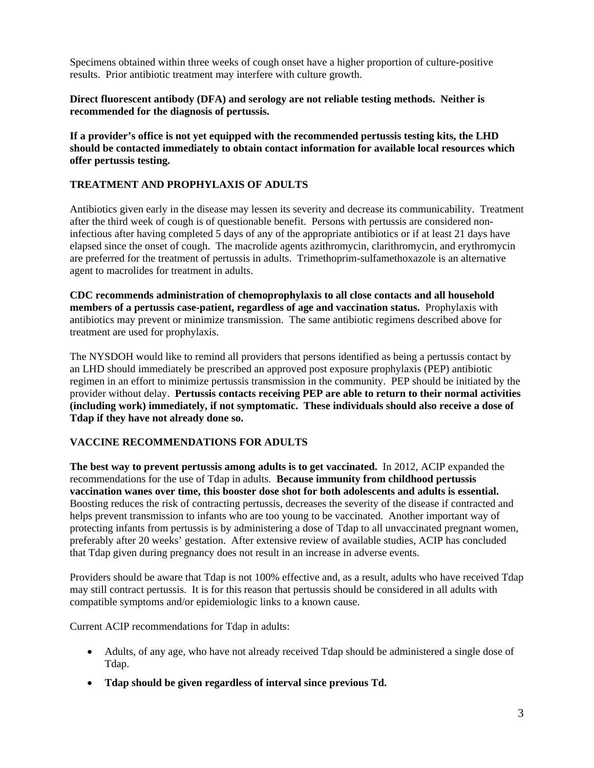Specimens obtained within three weeks of cough onset have a higher proportion of culture-positive results. Prior antibiotic treatment may interfere with culture growth.

**Direct fluorescent antibody (DFA) and serology are not reliable testing methods. Neither is recommended for the diagnosis of pertussis.**

**If a provider's office is not yet equipped with the recommended pertussis testing kits, the LHD should be contacted immediately to obtain contact information for available local resources which offer pertussis testing.**

## TREATMENT AND PROPHYLAXIS OF ADULTS

Antibiotics given early in the disease may lessen its severity and decrease its communicability. Treatment after the third week of cough is of questionable benefit. Persons with pertussis are considered non-infectious after having completed 5 days of any of the appropriate antibiotics or if at least 21 days have elapsed since the onset of cough. The macrolide agents azithromycin, clarithromycin, and erythromycin are preferred for the treatment of pertussis in adults. Trimethoprim-sulfamethoxazole is an alternative agent to macrolides for treatment in adults.

**CDC recommends administration of chemoprophylaxis to all close contacts and all household members of a pertussis case-patient, regardless of age and vaccination status.** Prophylaxis with antibiotics may prevent or minimize transmission. The same antibiotic regimens described above for treatment are used for prophylaxis.

The NYSDOH would like to remind all providers that persons identified as being a pertussis contact by an LHD should immediately be prescribed an approved post exposure prophylaxis (PEP) antibiotic regimen in an effort to minimize pertussis transmission in the community. PEP should be initiated by the provider without delay. **Pertussis contacts receiving PEP are able to return to their normal activities (including work) immediately, if not symptomatic. These individuals should also receive a dose of Tdap if they have not already done so.**

## VACCINE RECOMMENDATIONS FOR ADULTS

**The best way to prevent pertussis among adults is to get vaccinated.** In 2012, ACIP expanded the recommendations for the use of Tdap in adults. **Because immunity from childhood pertussis vaccination wanes over time, this booster dose shot for both adolescents and adults is essential.** Boosting reduces the risk of contracting pertussis, decreases the severity of the disease if contracted and helps prevent transmission to infants who are too young to be vaccinated. Another important way of protecting infants from pertussis is by administering a dose of Tdap to all unvaccinated pregnant women, preferably after 20 weeks' gestation. After extensive review of available studies, ACIP has concluded that Tdap given during pregnancy does not result in an increase in adverse events.

Providers should be aware that Tdap is not 100% effective and, as a result, adults who have received Tdap may still contract pertussis. It is for this reason that pertussis should be considered in all adults with compatible symptoms and/or epidemiologic links to a known cause.

Current ACIP recommendations for Tdap in adults:

- Adults, of any age, who have not already received Tdap should be administered a single dose of Tdap.
- **Tdap should be given regardless of interval since previous Td.**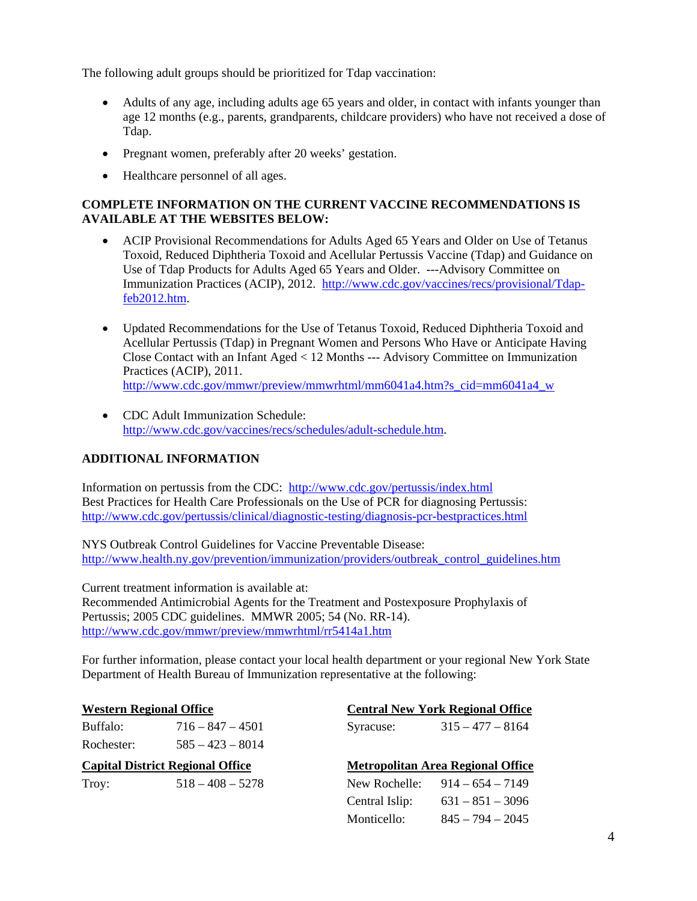The following adult groups should be prioritized for Tdap vaccination:

- Adults of any age, including adults age 65 years and older, in contact with infants younger than age 12 months (e.g., parents, grandparents, childcare providers) who have not received a dose of Tdap.
- Pregnant women, preferably after 20 weeks' gestation.
- Healthcare personnel of all ages.

**COMPLETE INFORMATION ON THE CURRENT VACCINE RECOMMENDATIONS IS AVAILABLE AT THE WEBSITES BELOW:**

- ACIP Provisional Recommendations for Adults Aged 65 Years and Older on Use of Tetanus Toxoid, Reduced Diphtheria Toxoid and Acellular Pertussis Vaccine (Tdap) and Guidance on Use of Tdap Products for Adults Aged 65 Years and Older. ---Advisory Committee on Immunization Practices (ACIP), 2012. http://www.cdc.gov/vaccines/recs/provisional/Tdap-feb2012.htm.

- Updated Recommendations for the Use of Tetanus Toxoid, Reduced Diphtheria Toxoid and Acellular Pertussis (Tdap) in Pregnant Women and Persons Who Have or Anticipate Having Close Contact with an Infant Aged < 12 Months --- Advisory Committee on Immunization Practices (ACIP), 2011. http://www.cdc.gov/mmwr/preview/mmwrhtml/mm6041a4.htm?s_cid=mm6041a4_w

- CDC Adult Immunization Schedule: http://www.cdc.gov/vaccines/recs/schedules/adult-schedule.htm.

**ADDITIONAL INFORMATION**

Information on pertussis from the CDC: http://www.cdc.gov/pertussis/index.html
Best Practices for Health Care Professionals on the Use of PCR for diagnosing Pertussis: http://www.cdc.gov/pertussis/clinical/diagnostic-testing/diagnosis-pcr-bestpractices.html

NYS Outbreak Control Guidelines for Vaccine Preventable Disease: http://www.health.ny.gov/prevention/immunization/providers/outbreak_control_guidelines.htm

Current treatment information is available at:
Recommended Antimicrobial Agents for the Treatment and Postexposure Prophylaxis of Pertussis; 2005 CDC guidelines. MMWR 2005; 54 (No. RR-14). http://www.cdc.gov/mmwr/preview/mmwrhtml/rr5414a1.htm

For further information, please contact your local health department or your regional New York State Department of Health Bureau of Immunization representative at the following:

**Western Regional Office**

Buffalo: 716 – 847 – 4501
Rochester: 585 – 423 – 8014

**Capital District Regional Office**

Troy: 518 – 408 – 5278

**Central New York Regional Office**

Syracuse: 315 – 477 – 8164

**Metropolitan Area Regional Office**

New Rochelle: 914 – 654 – 7149
Central Islip: 631 – 851 – 3096
Monticello: 845 – 794 – 2045